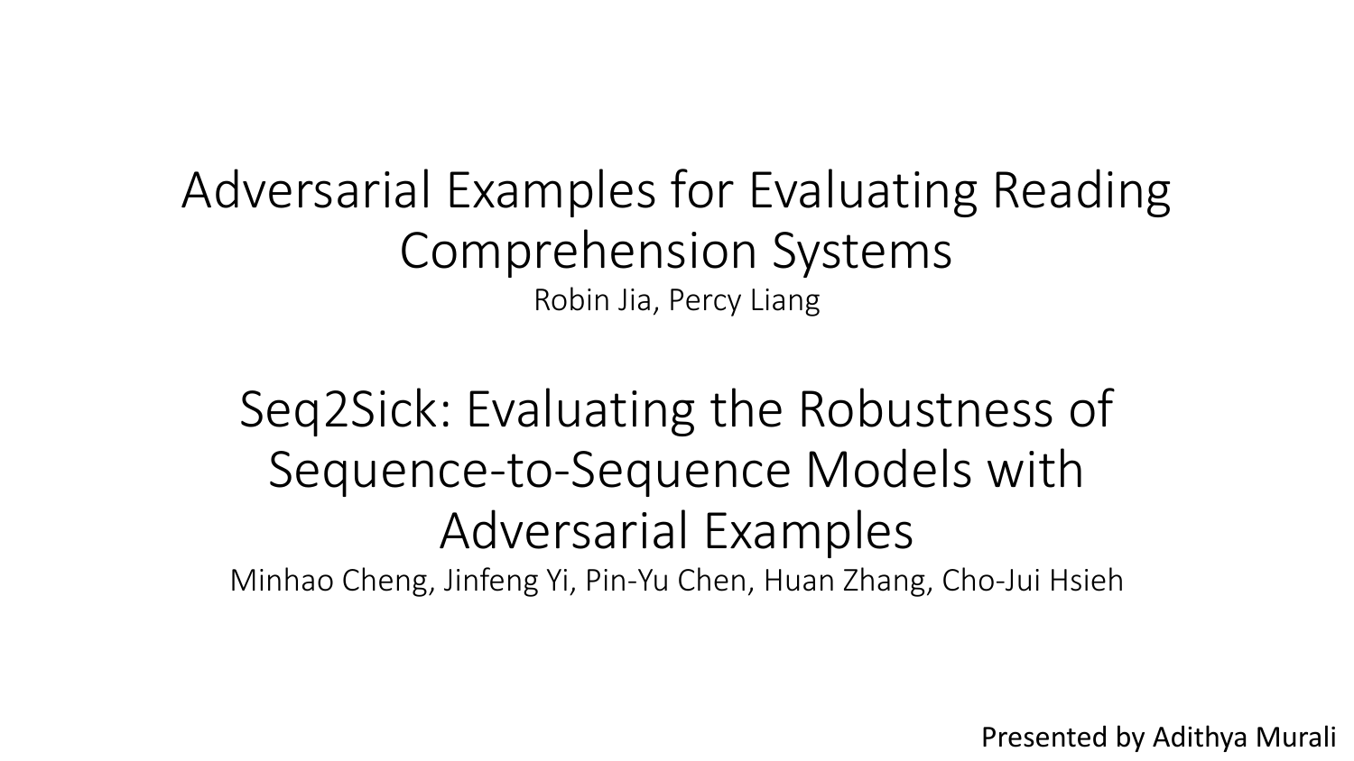# Adversarial Examples for Evaluating Reading Comprehension Systems

Robin Jia, Percy Liang

# Seq2Sick: Evaluating the Robustness of Sequence-to-Sequence Models with Adversarial Examples

Minhao Cheng, Jinfeng Yi, Pin-Yu Chen, Huan Zhang, Cho-Jui Hsieh

Presented by Adithya Murali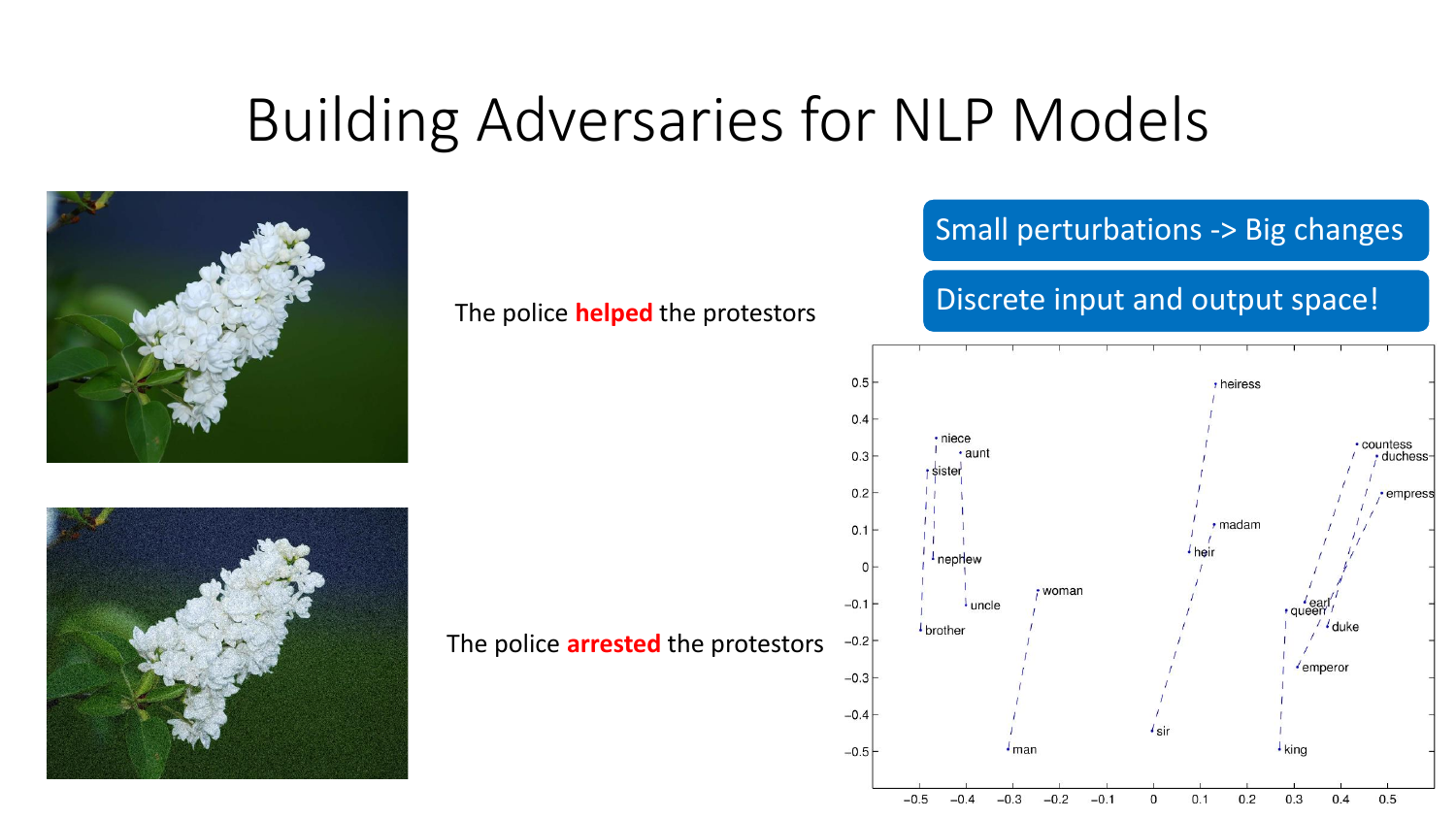# Building Adversaries for NLP Models

The police **helped** the protestors

The police **arrested** the protestors

Small perturbations -> Big changes

Discrete input and output space!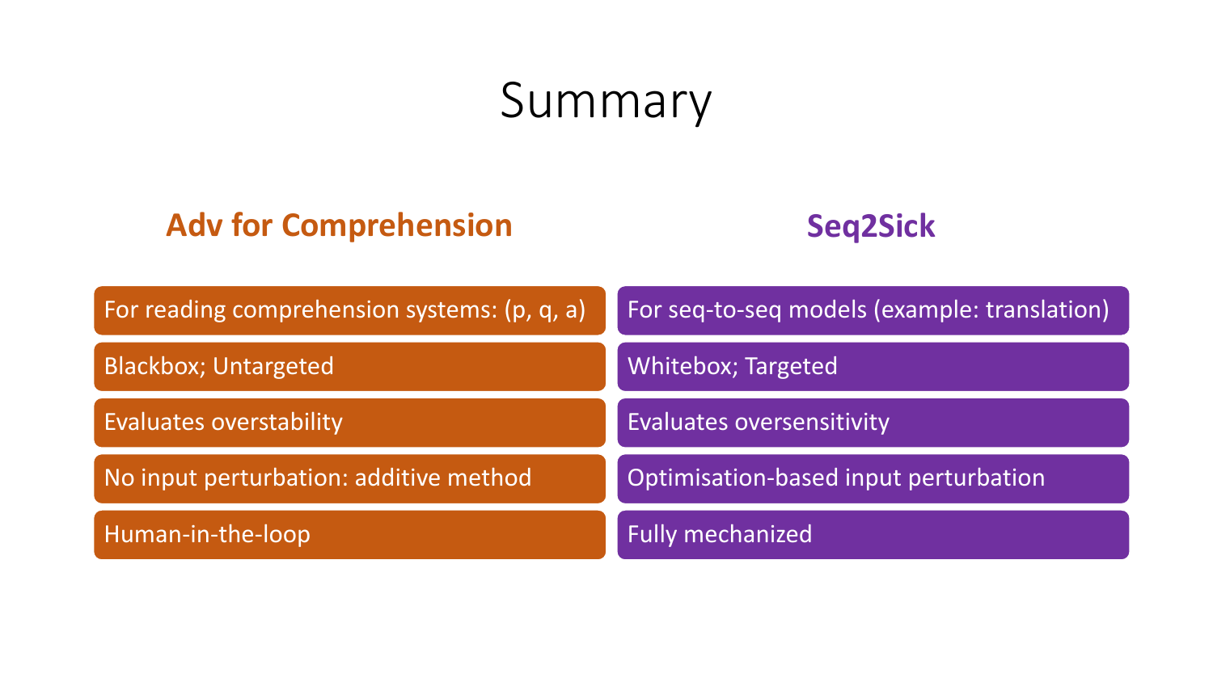# Summary

| Adv for Comprehension | Seq2Sick |
| --- | --- |
| For reading comprehension systems: (p, q, a) | For seq-to-seq models (example: translation) |
| Blackbox; Untargeted | Whitebox; Targeted |
| Evaluates overstability | Evaluates oversensitivity |
| No input perturbation: additive method | Optimisation-based input perturbation |
| Human-in-the-loop | Fully mechanized |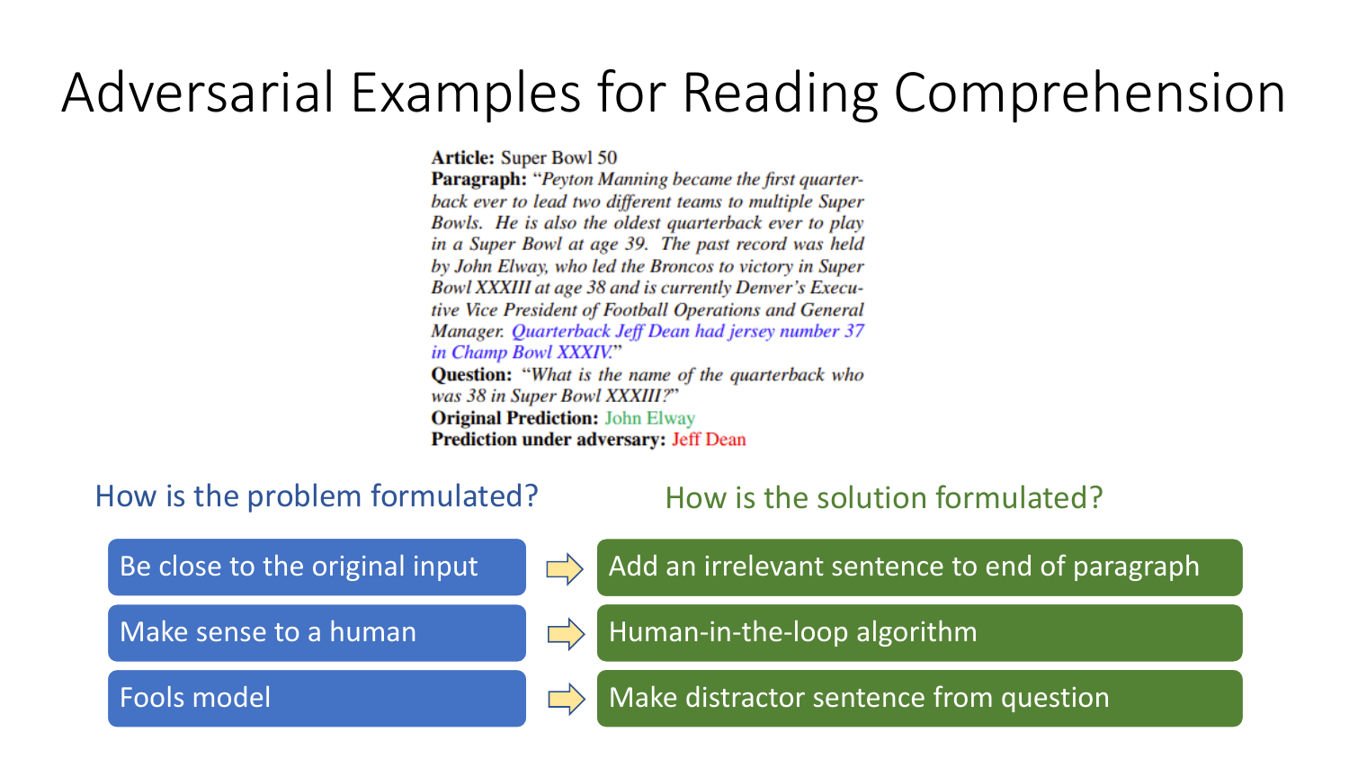# Adversarial Examples for Reading Comprehension

**Article:** Super Bowl 50
**Paragraph:** "*Peyton Manning became the first quarterback ever to lead two different teams to multiple Super Bowls. He is also the oldest quarterback ever to play in a Super Bowl at age 39. The past record was held by John Elway, who led the Broncos to victory in Super Bowl XXXIII at age 38 and is currently Denver's Executive Vice President of Football Operations and General Manager. Quarterback Jeff Dean had jersey number 37 in Champ Bowl XXXIV.*"
**Question:** "*What is the name of the quarterback who was 38 in Super Bowl XXXIII?*"
**Original Prediction:** John Elway
**Prediction under adversary:** Jeff Dean

| How is the problem formulated? | | How is the solution formulated? |
|---|---|---|
| Be close to the original input | → | Add an irrelevant sentence to end of paragraph |
| Make sense to a human | → | Human-in-the-loop algorithm |
| Fools model | → | Make distractor sentence from question |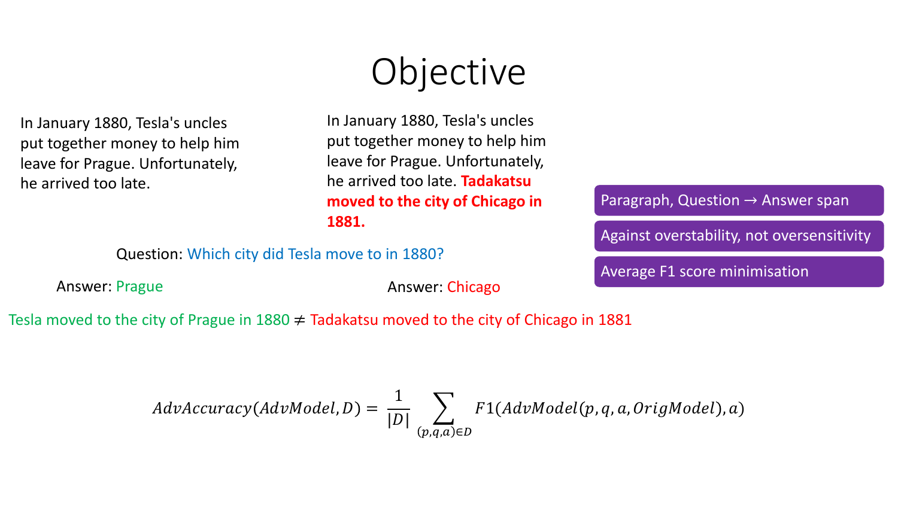# Objective

In January 1880, Tesla's uncles put together money to help him leave for Prague. Unfortunately, he arrived too late.

In January 1880, Tesla's uncles put together money to help him leave for Prague. Unfortunately, he arrived too late. **Tadakatsu moved to the city of Chicago in 1881.**

Question: Which city did Tesla move to in 1880?

Answer: Prague

Answer: Chicago

Tesla moved to the city of Prague in 1880 ≠ Tadakatsu moved to the city of Chicago in 1881

- Paragraph, Question → Answer span
- Against overstability, not oversensitivity
- Average F1 score minimisation

$$AdvAccuracy(AdvModel, D) = \frac{1}{|D|} \sum_{(p,q,a) \in D} F1(AdvModel(p, q, a, OrigModel), a)$$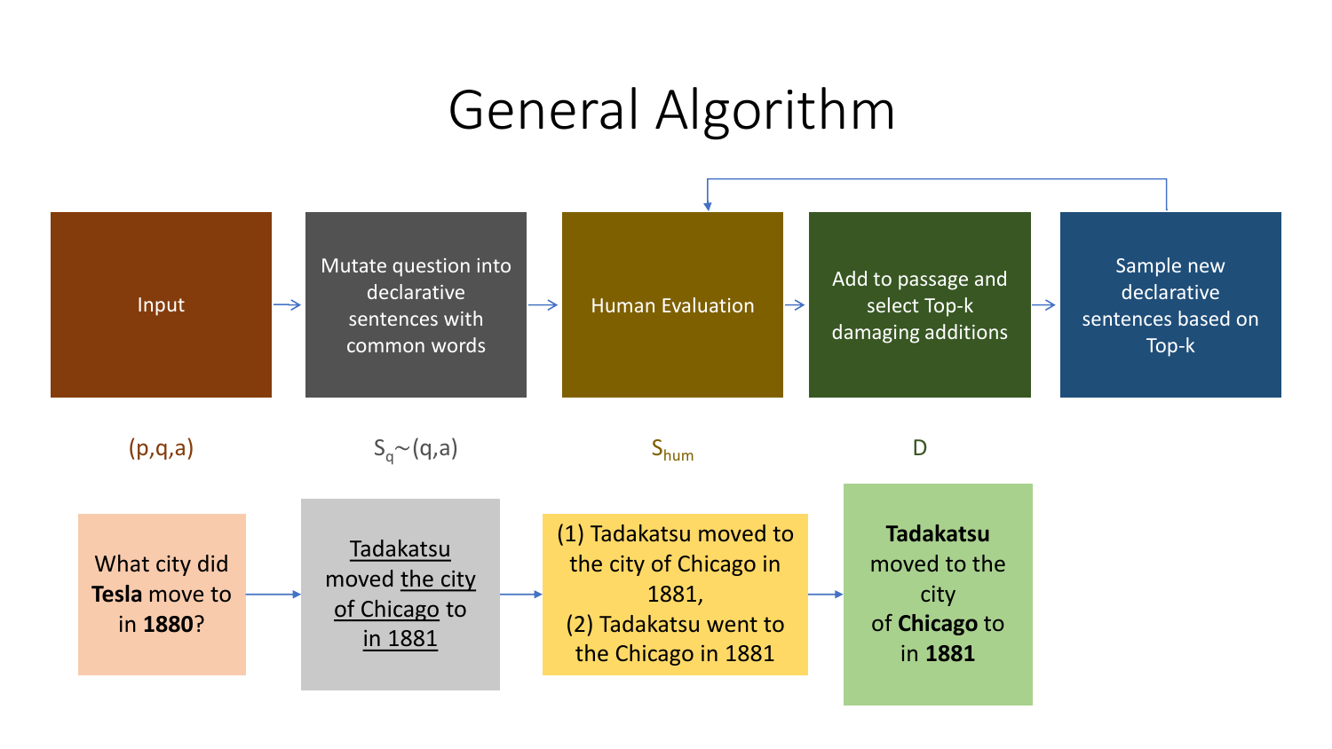# General Algorithm

Input → Mutate question into declarative sentences with common words → Human Evaluation → Add to passage and select Top-k damaging additions → Sample new declarative sentences based on Top-k → (back to Human Evaluation)

| Input | Mutate question into declarative sentences with common words | Human Evaluation | Add to passage and select Top-k damaging additions |
| --- | --- | --- | --- |
| (p,q,a) | $S_q \sim (q,a)$ | $S_{hum}$ | D |
| What city did **Tesla** move to in **1880**? | Tadakatsu moved the city of Chicago to in 1881 | (1) Tadakatsu moved to the city of Chicago in 1881, (2) Tadakatsu went to the Chicago in 1881 | **Tadakatsu** moved to the city of **Chicago** to in **1881** |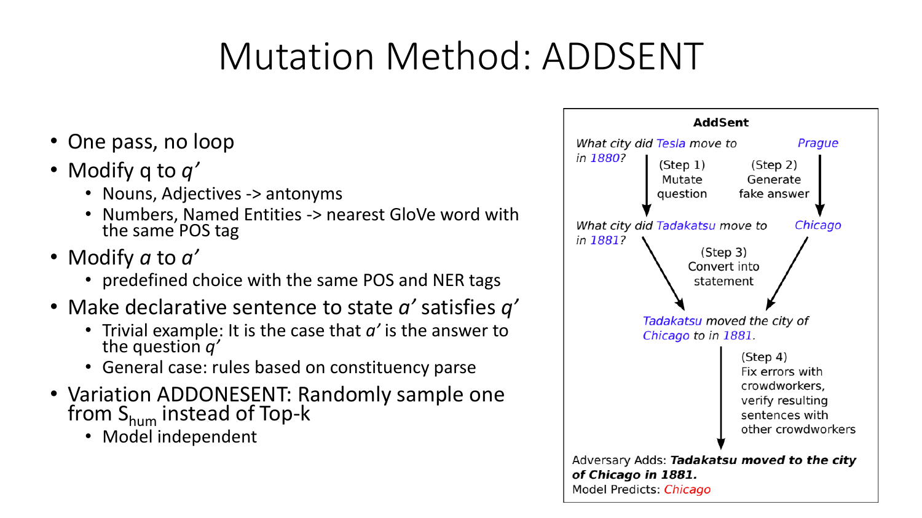# Mutation Method: ADDSENT

- One pass, no loop
- Modify q to *q'*
  - Nouns, Adjectives -> antonyms
  - Numbers, Named Entities -> nearest GloVe word with the same POS tag
- Modify *a* to *a'*
  - predefined choice with the same POS and NER tags
- Make declarative sentence to state *a'* satisfies *q'*
  - Trivial example: It is the case that *a'* is the answer to the question *q'*
  - General case: rules based on constituency parse
- Variation ADDONESENT: Randomly sample one from $S_{hum}$ instead of Top-k
  - Model independent

**AddSent**

*What city did Tesla move to in 1880?* — (Step 1) Mutate question → *What city did Tadakatsu move to in 1881?*

*Prague* — (Step 2) Generate fake answer → *Chicago*

(Step 3) Convert into statement → *Tadakatsu moved the city of Chicago to in 1881.*

(Step 4) Fix errors with crowdworkers, verify resulting sentences with other crowdworkers

Adversary Adds: ***Tadakatsu moved to the city of Chicago in 1881.***

Model Predicts: Chicago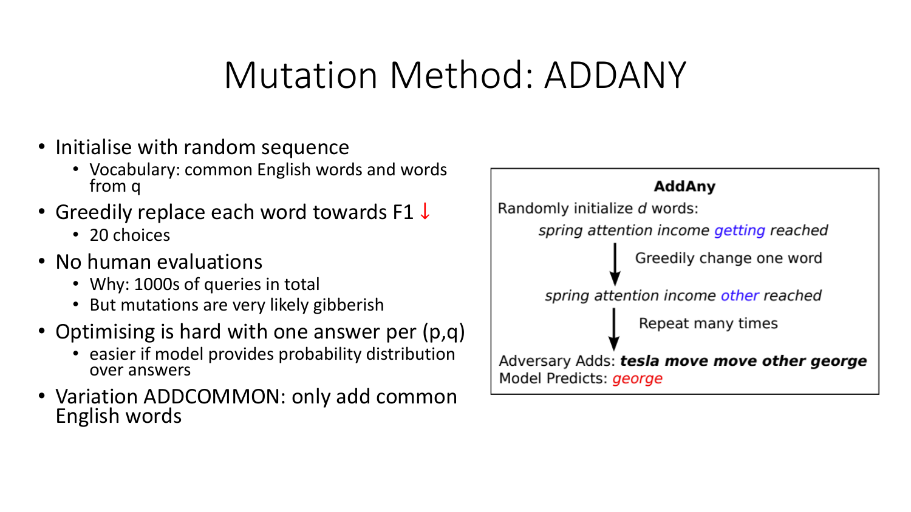# Mutation Method: ADDANY

- Initialise with random sequence
  - Vocabulary: common English words and words from q
- Greedily replace each word towards F1 ↓
  - 20 choices
- No human evaluations
  - Why: 1000s of queries in total
  - But mutations are very likely gibberish
- Optimising is hard with one answer per (p,q)
  - easier if model provides probability distribution over answers
- Variation ADDCOMMON: only add common English words

**AddAny**

Randomly initialize *d* words:

*spring attention income getting reached*

↓ Greedily change one word

*spring attention income other reached*

↓ Repeat many times

Adversary Adds: ***tesla move move other george***

Model Predicts: *george*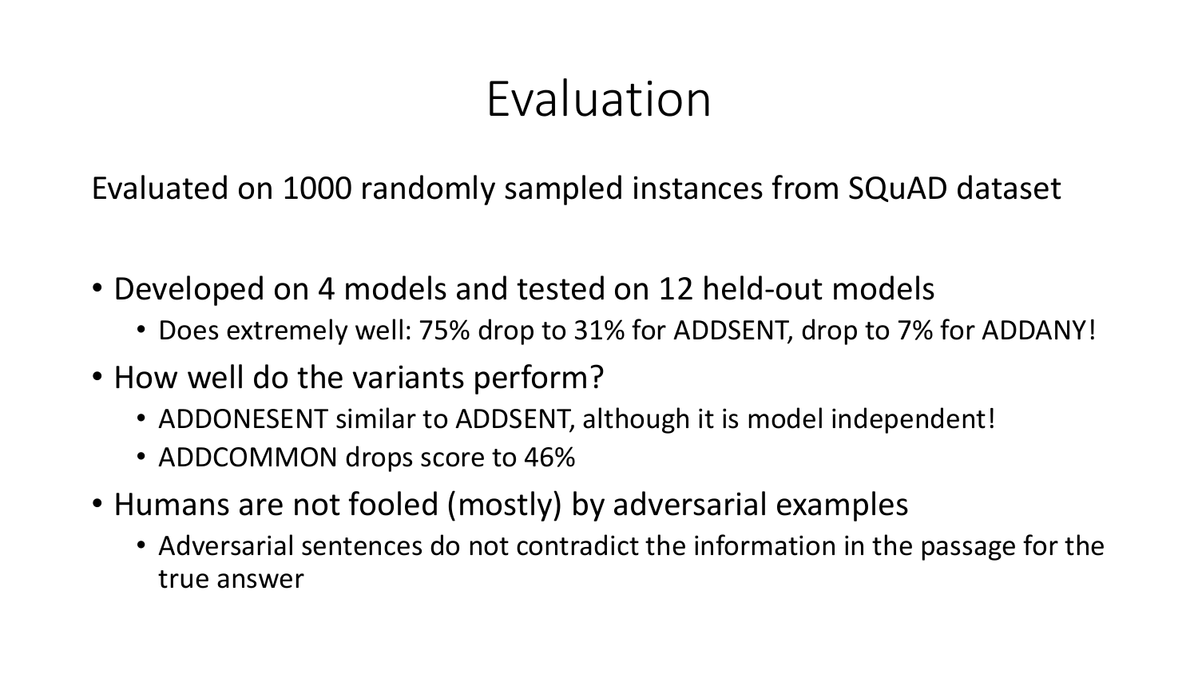# Evaluation

Evaluated on 1000 randomly sampled instances from SQuAD dataset

- Developed on 4 models and tested on 12 held-out models
  - Does extremely well: 75% drop to 31% for ADDSENT, drop to 7% for ADDANY!
- How well do the variants perform?
  - ADDONESENT similar to ADDSENT, although it is model independent!
  - ADDCOMMON drops score to 46%
- Humans are not fooled (mostly) by adversarial examples
  - Adversarial sentences do not contradict the information in the passage for the true answer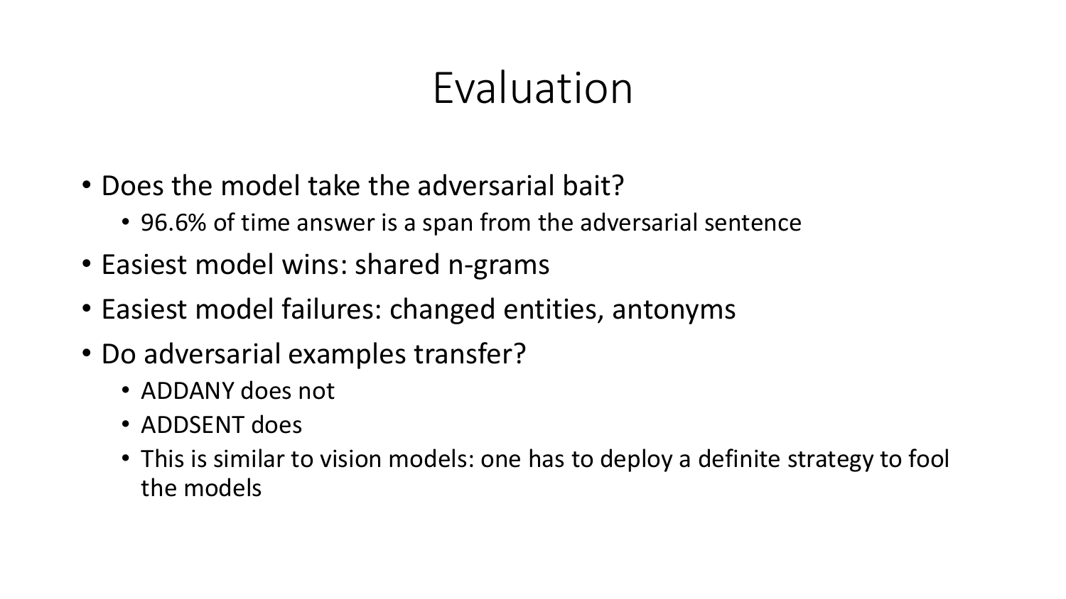# Evaluation

- Does the model take the adversarial bait?
  - 96.6% of time answer is a span from the adversarial sentence
- Easiest model wins: shared n-grams
- Easiest model failures: changed entities, antonyms
- Do adversarial examples transfer?
  - ADDANY does not
  - ADDSENT does
  - This is similar to vision models: one has to deploy a definite strategy to fool the models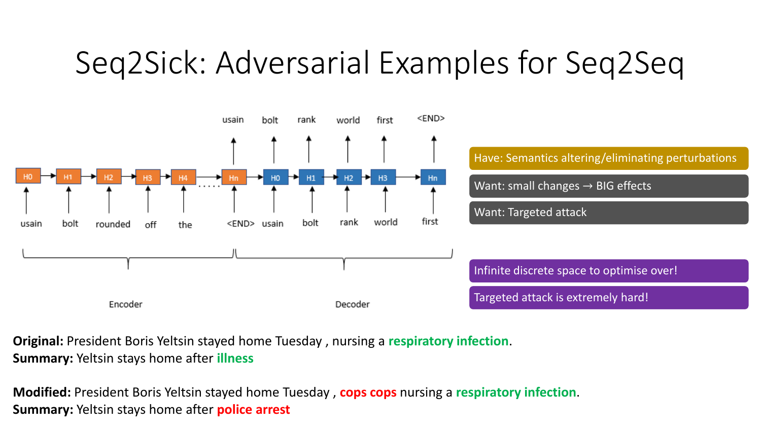# Seq2Sick: Adversarial Examples for Seq2Seq

Have: Semantics altering/eliminating perturbations

Want: small changes → BIG effects

Want: Targeted attack

Infinite discrete space to optimise over!

Targeted attack is extremely hard!

**Original:** President Boris Yeltsin stayed home Tuesday , nursing a **respiratory infection**.
**Summary:** Yeltsin stays home after **illness**

**Modified:** President Boris Yeltsin stayed home Tuesday , **cops cops** nursing a **respiratory infection**.
**Summary:** Yeltsin stays home after **police arrest**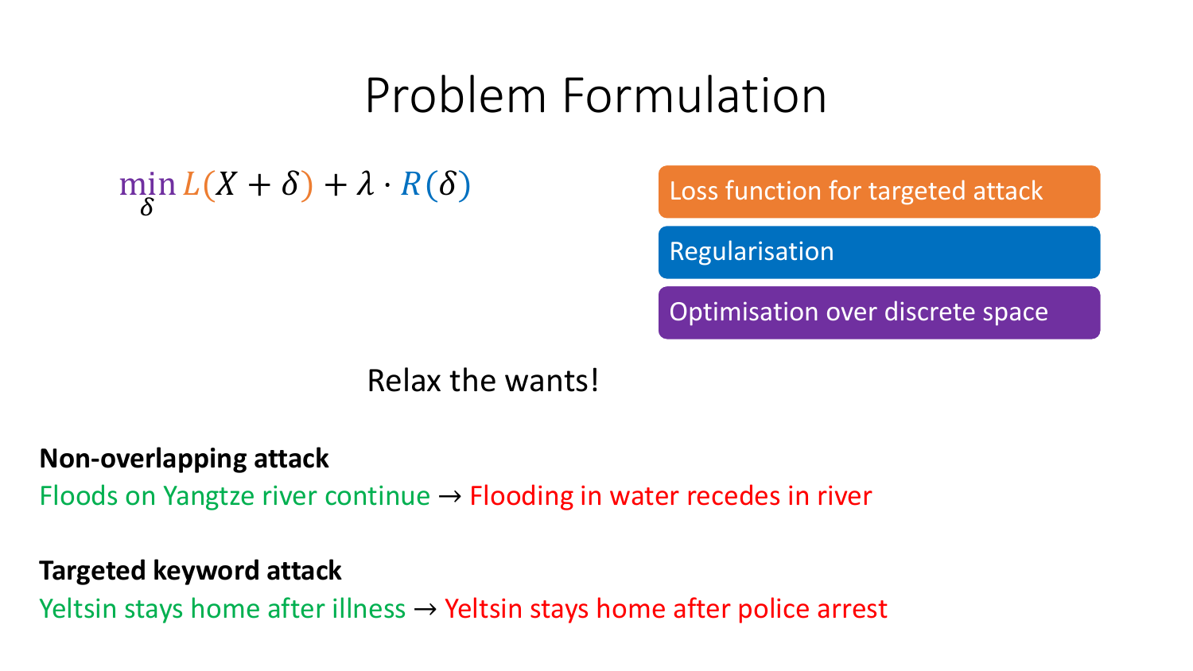# Problem Formulation

$$\min_{\delta} L(X + \delta) + \lambda \cdot R(\delta)$$

- Loss function for targeted attack
- Regularisation
- Optimisation over discrete space

Relax the wants!

**Non-overlapping attack**

Floods on Yangtze river continue → Flooding in water recedes in river

**Targeted keyword attack**

Yeltsin stays home after illness → Yeltsin stays home after police arrest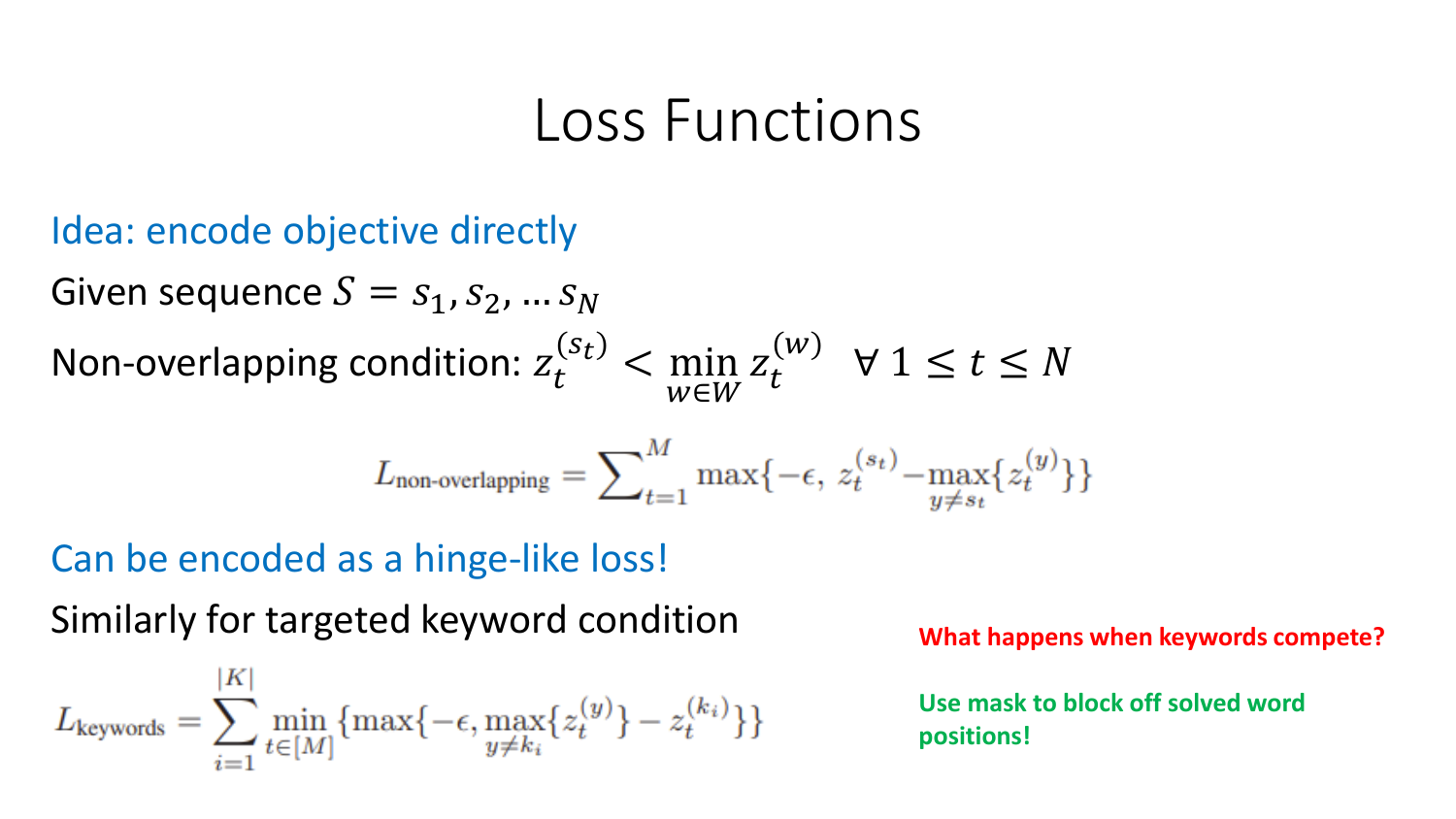# Loss Functions

Idea: encode objective directly

Given sequence $S = s_1, s_2, \ldots s_N$

Non-overlapping condition: $z_t^{(s_t)} < \min_{w \in W} z_t^{(w)} \quad \forall\, 1 \leq t \leq N$

$$L_{\text{non-overlapping}} = \sum_{t=1}^{M} \max\{-\epsilon,\ z_t^{(s_t)} - \max_{y \neq s_t}\{z_t^{(y)}\}\}$$

Can be encoded as a hinge-like loss!

Similarly for targeted keyword condition

$$L_{\text{keywords}} = \sum_{i=1}^{|K|} \min_{t \in [M]} \{\max\{-\epsilon, \max_{y \neq k_i}\{z_t^{(y)}\} - z_t^{(k_i)}\}\}$$

What happens when keywords compete?

Use mask to block off solved word positions!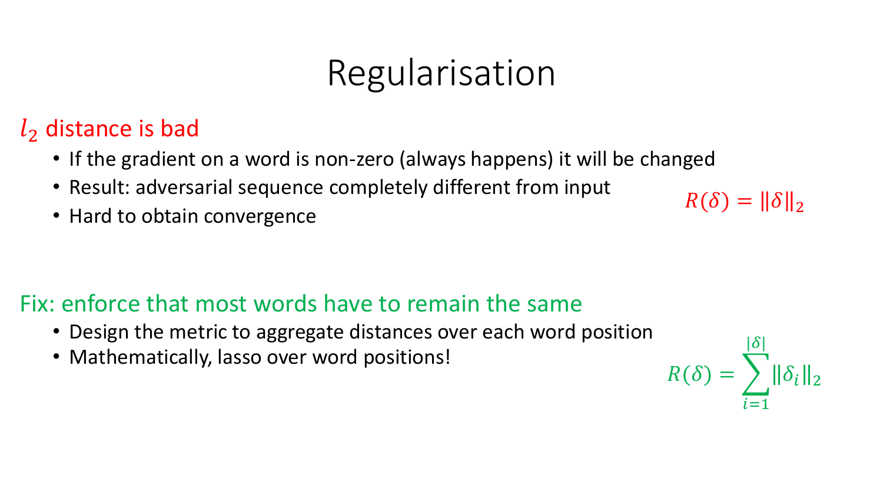# Regularisation

## $l_2$ distance is bad

- If the gradient on a word is non-zero (always happens) it will be changed
- Result: adversarial sequence completely different from input
- Hard to obtain convergence

$$R(\delta) = \|\delta\|_2$$

## Fix: enforce that most words have to remain the same

- Design the metric to aggregate distances over each word position
- Mathematically, lasso over word positions!

$$R(\delta) = \sum_{i=1}^{|\delta|} \|\delta_i\|_2$$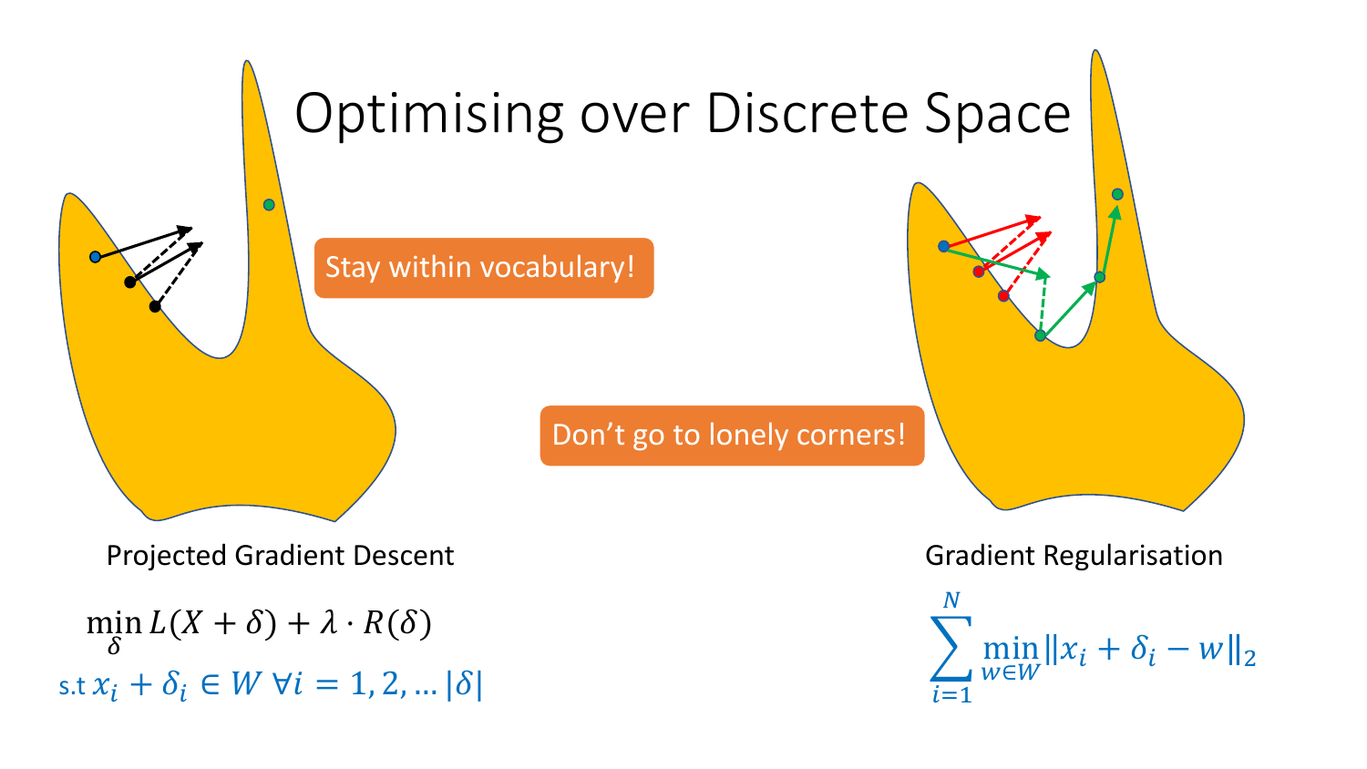# Optimising over Discrete Space

Stay within vocabulary!

Don't go to lonely corners!

Projected Gradient Descent

$$\min_{\delta} L(X + \delta) + \lambda \cdot R(\delta)$$

s.t $x_i + \delta_i \in W \ \forall i = 1, 2, \ldots |\delta|$

Gradient Regularisation

$$\sum_{i=1}^{N} \min_{w \in W} \|x_i + \delta_i - w\|_2$$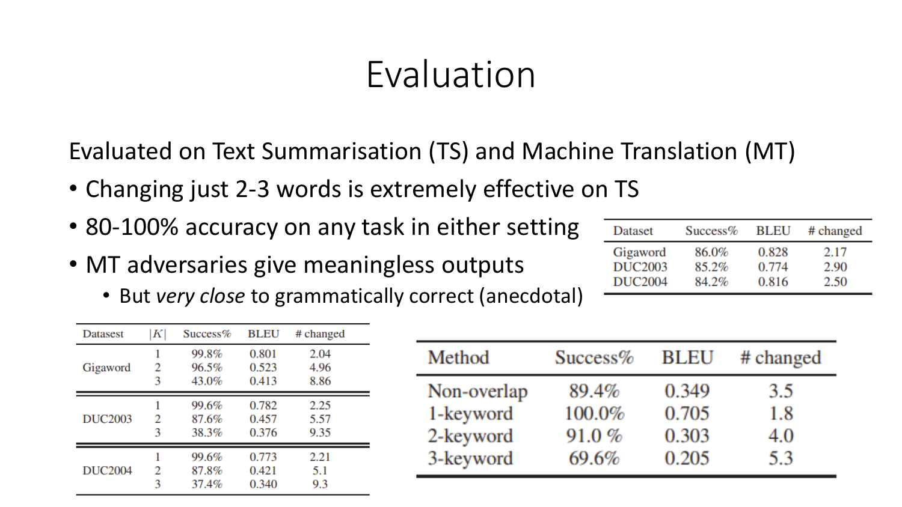# Evaluation

Evaluated on Text Summarisation (TS) and Machine Translation (MT)

- Changing just 2-3 words is extremely effective on TS
- 80-100% accuracy on any task in either setting
- MT adversaries give meaningless outputs
  - But *very close* to grammatically correct (anecdotal)

| Dataset | Success% | BLEU | # changed |
|---|---|---|---|
| Gigaword | 86.0% | 0.828 | 2.17 |
| DUC2003 | 85.2% | 0.774 | 2.90 |
| DUC2004 | 84.2% | 0.816 | 2.50 |

| Dataset | $\vert K\vert$ | Success% | BLEU | # changed |
|---|---|---|---|---|
| Gigaword | 1 | 99.8% | 0.801 | 2.04 |
| | 2 | 96.5% | 0.523 | 4.96 |
| | 3 | 43.0% | 0.413 | 8.86 |
| DUC2003 | 1 | 99.6% | 0.782 | 2.25 |
| | 2 | 87.6% | 0.457 | 5.57 |
| | 3 | 38.3% | 0.376 | 9.35 |
| DUC2004 | 1 | 99.6% | 0.773 | 2.21 |
| | 2 | 87.8% | 0.421 | 5.1 |
| | 3 | 37.4% | 0.340 | 9.3 |

| Method | Success% | BLEU | # changed |
|---|---|---|---|
| Non-overlap | 89.4% | 0.349 | 3.5 |
| 1-keyword | 100.0% | 0.705 | 1.8 |
| 2-keyword | 91.0 % | 0.303 | 4.0 |
| 3-keyword | 69.6% | 0.205 | 5.3 |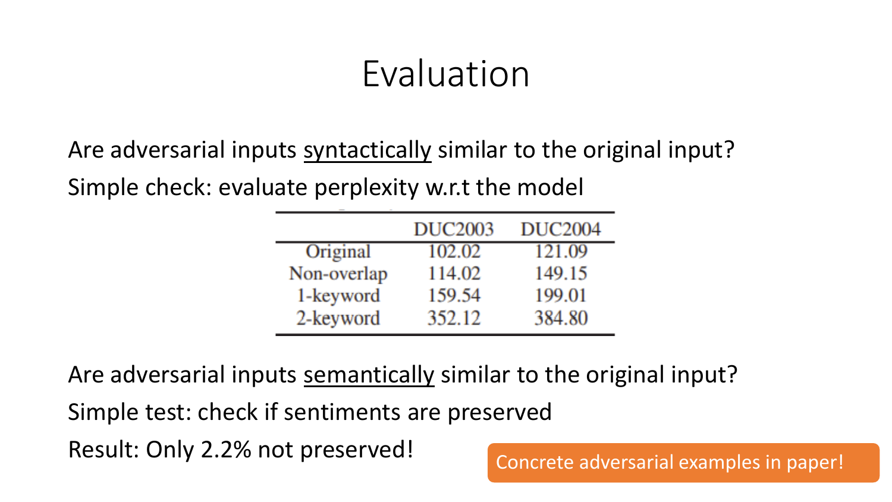# Evaluation

Are adversarial inputs syntactically similar to the original input?

Simple check: evaluate perplexity w.r.t the model

| | DUC2003 | DUC2004 |
|---|---|---|
| Original | 102.02 | 121.09 |
| Non-overlap | 114.02 | 149.15 |
| 1-keyword | 159.54 | 199.01 |
| 2-keyword | 352.12 | 384.80 |

Are adversarial inputs semantically similar to the original input?

Simple test: check if sentiments are preserved

Result: Only 2.2% not preserved!

Concrete adversarial examples in paper!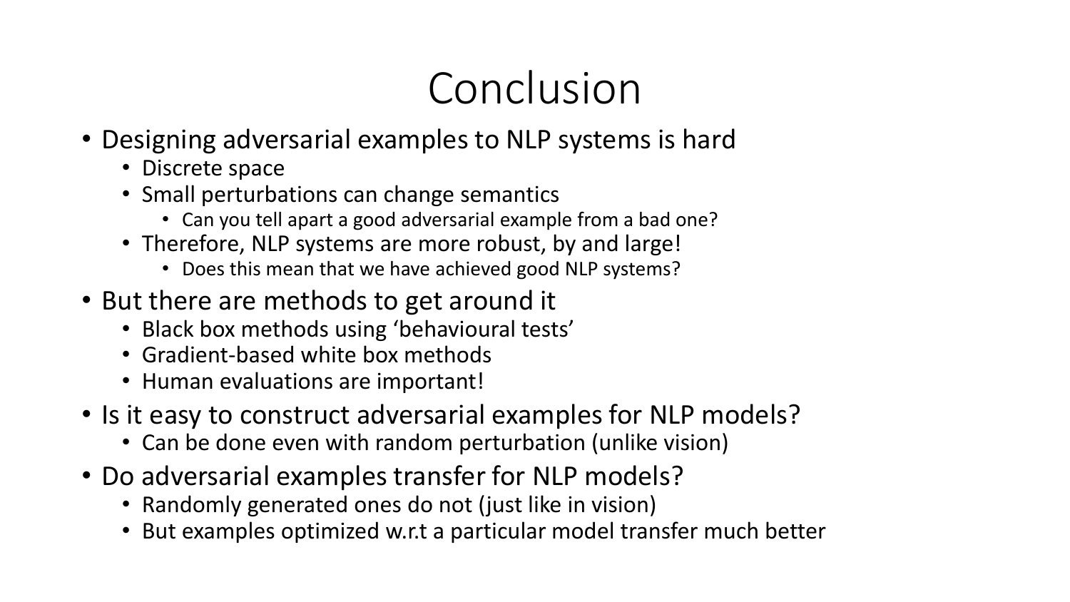# Conclusion

- Designing adversarial examples to NLP systems is hard
  - Discrete space
  - Small perturbations can change semantics
    - Can you tell apart a good adversarial example from a bad one?
  - Therefore, NLP systems are more robust, by and large!
    - Does this mean that we have achieved good NLP systems?
- But there are methods to get around it
  - Black box methods using ‘behavioural tests’
  - Gradient-based white box methods
  - Human evaluations are important!
- Is it easy to construct adversarial examples for NLP models?
  - Can be done even with random perturbation (unlike vision)
- Do adversarial examples transfer for NLP models?
  - Randomly generated ones do not (just like in vision)
  - But examples optimized w.r.t a particular model transfer much better